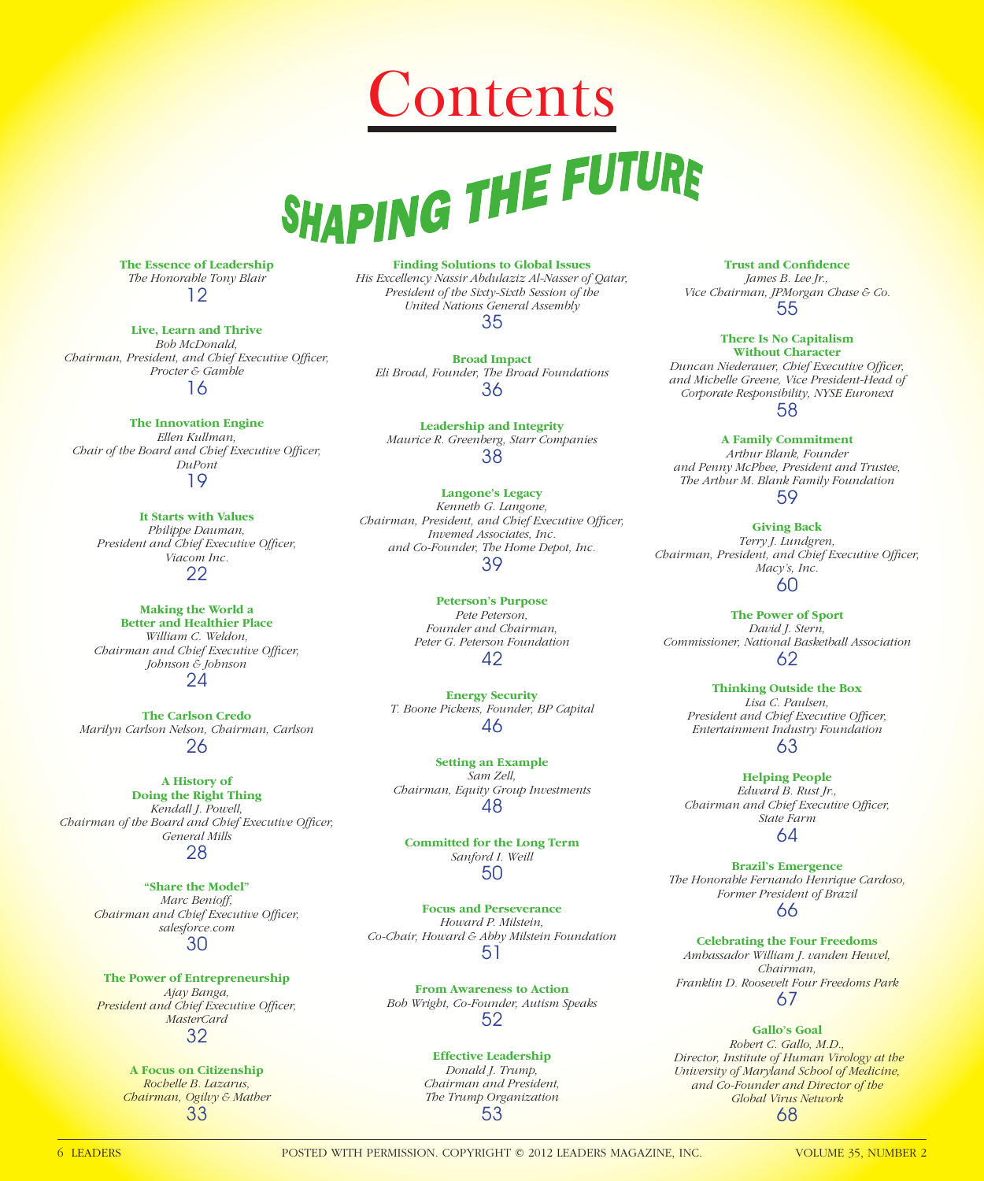# Contents

## SHAPING THE FUTURE

**The Essence of Leadership**
*The Honorable Tony Blair*
12

**Live, Learn and Thrive**
*Bob McDonald, Chairman, President, and Chief Executive Officer, Procter & Gamble*
16

**The Innovation Engine**
*Ellen Kullman, Chair of the Board and Chief Executive Officer, DuPont*
19

**It Starts with Values**
*Philippe Dauman, President and Chief Executive Officer, Viacom Inc.*
22

**Making the World a Better and Healthier Place**
*William C. Weldon, Chairman and Chief Executive Officer, Johnson & Johnson*
24

**The Carlson Credo**
*Marilyn Carlson Nelson, Chairman, Carlson*
26

**A History of Doing the Right Thing**
*Kendall J. Powell, Chairman of the Board and Chief Executive Officer, General Mills*
28

**"Share the Model"**
*Marc Benioff, Chairman and Chief Executive Officer, salesforce.com*
30

**The Power of Entrepreneurship**
*Ajay Banga, President and Chief Executive Officer, MasterCard*
32

**A Focus on Citizenship**
*Rochelle B. Lazarus, Chairman, Ogilvy & Mather*
33

**Finding Solutions to Global Issues**
*His Excellency Nassir Abdulaziz Al-Nasser of Qatar, President of the Sixty-Sixth Session of the United Nations General Assembly*
35

**Broad Impact**
*Eli Broad, Founder, The Broad Foundations*
36

**Leadership and Integrity**
*Maurice R. Greenberg, Starr Companies*
38

**Langone's Legacy**
*Kenneth G. Langone, Chairman, President, and Chief Executive Officer, Invemed Associates, Inc. and Co-Founder, The Home Depot, Inc.*
39

**Peterson's Purpose**
*Pete Peterson, Founder and Chairman, Peter G. Peterson Foundation*
42

**Energy Security**
*T. Boone Pickens, Founder, BP Capital*
46

**Setting an Example**
*Sam Zell, Chairman, Equity Group Investments*
48

**Committed for the Long Term**
*Sanford I. Weill*
50

**Focus and Perseverance**
*Howard P. Milstein, Co-Chair, Howard & Abby Milstein Foundation*
51

**From Awareness to Action**
*Bob Wright, Co-Founder, Autism Speaks*
52

**Effective Leadership**
*Donald J. Trump, Chairman and President, The Trump Organization*
53

**Trust and Confidence**
*James B. Lee Jr., Vice Chairman, JPMorgan Chase & Co.*
55

**There Is No Capitalism Without Character**
*Duncan Niederauer, Chief Executive Officer, and Michelle Greene, Vice President-Head of Corporate Responsibility, NYSE Euronext*
58

**A Family Commitment**
*Arthur Blank, Founder and Penny McPhee, President and Trustee, The Arthur M. Blank Family Foundation*
59

**Giving Back**
*Terry J. Lundgren, Chairman, President, and Chief Executive Officer, Macy's, Inc.*
60

**The Power of Sport**
*David J. Stern, Commissioner, National Basketball Association*
62

**Thinking Outside the Box**
*Lisa C. Paulsen, President and Chief Executive Officer, Entertainment Industry Foundation*
63

**Helping People**
*Edward B. Rust Jr., Chairman and Chief Executive Officer, State Farm*
64

**Brazil's Emergence**
*The Honorable Fernando Henrique Cardoso, Former President of Brazil*
66

**Celebrating the Four Freedoms**
*Ambassador William J. vanden Heuvel, Chairman, Franklin D. Roosevelt Four Freedoms Park*
67

**Gallo's Goal**
*Robert C. Gallo, M.D., Director, Institute of Human Virology at the University of Maryland School of Medicine, and Co-Founder and Director of the Global Virus Network*
68

POSTED WITH PERMISSION. COPYRIGHT © 2012 LEADERS MAGAZINE, INC.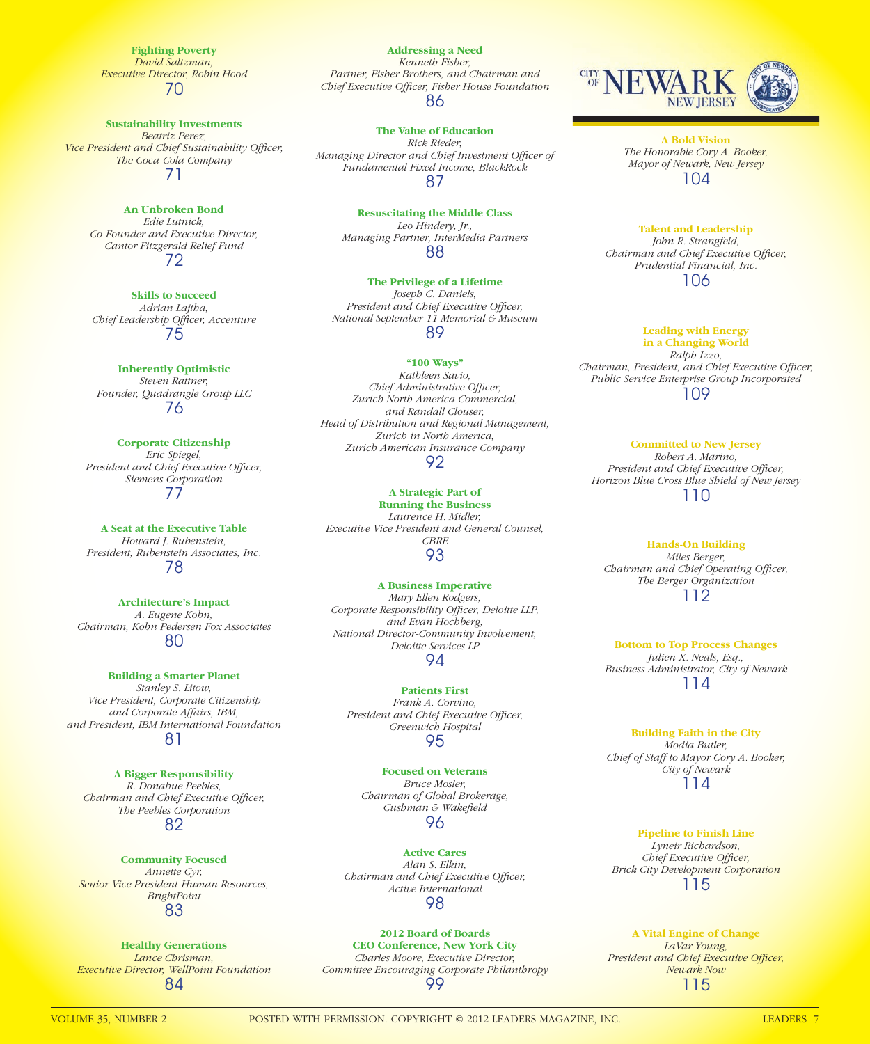**Fighting Poverty**
*David Saltzman,*
*Executive Director, Robin Hood*
70

**Sustainability Investments**
*Beatriz Perez,*
*Vice President and Chief Sustainability Officer,*
*The Coca-Cola Company*
71

**An Unbroken Bond**
*Edie Lutnick,*
*Co-Founder and Executive Director,*
*Cantor Fitzgerald Relief Fund*
72

**Skills to Succeed**
*Adrian Lajtha,*
*Chief Leadership Officer, Accenture*
75

**Inherently Optimistic**
*Steven Rattner,*
*Founder, Quadrangle Group LLC*
76

**Corporate Citizenship**
*Eric Spiegel,*
*President and Chief Executive Officer,*
*Siemens Corporation*
77

**A Seat at the Executive Table**
*Howard J. Rubenstein,*
*President, Rubenstein Associates, Inc.*
78

**Architecture's Impact**
*A. Eugene Kohn,*
*Chairman, Kohn Pedersen Fox Associates*
80

**Building a Smarter Planet**
*Stanley S. Litow,*
*Vice President, Corporate Citizenship and Corporate Affairs, IBM,*
*and President, IBM International Foundation*
81

**A Bigger Responsibility**
*R. Donahue Peebles,*
*Chairman and Chief Executive Officer,*
*The Peebles Corporation*
82

**Community Focused**
*Annette Cyr,*
*Senior Vice President-Human Resources,*
*BrightPoint*
83

**Healthy Generations**
*Lance Chrisman,*
*Executive Director, WellPoint Foundation*
84

**Addressing a Need**
*Kenneth Fisher,*
*Partner, Fisher Brothers, and Chairman and Chief Executive Officer, Fisher House Foundation*
86

**The Value of Education**
*Rick Rieder,*
*Managing Director and Chief Investment Officer of Fundamental Fixed Income, BlackRock*
87

**Resuscitating the Middle Class**
*Leo Hindery, Jr.,*
*Managing Partner, InterMedia Partners*
88

**The Privilege of a Lifetime**
*Joseph C. Daniels,*
*President and Chief Executive Officer,*
*National September 11 Memorial & Museum*
89

**"100 Ways"**
*Kathleen Savio,*
*Chief Administrative Officer,*
*Zurich North America Commercial,*
*and Randall Clouser,*
*Head of Distribution and Regional Management,*
*Zurich in North America,*
*Zurich American Insurance Company*
92

**A Strategic Part of Running the Business**
*Laurence H. Midler,*
*Executive Vice President and General Counsel,*
*CBRE*
93

**A Business Imperative**
*Mary Ellen Rodgers,*
*Corporate Responsibility Officer, Deloitte LLP,*
*and Evan Hochberg,*
*National Director-Community Involvement,*
*Deloitte Services LP*
94

**Patients First**
*Frank A. Corvino,*
*President and Chief Executive Officer,*
*Greenwich Hospital*
95

**Focused on Veterans**
*Bruce Mosler,*
*Chairman of Global Brokerage,*
*Cushman & Wakefield*
96

**Active Cares**
*Alan S. Elkin,*
*Chairman and Chief Executive Officer,*
*Active International*
98

**2012 Board of Boards CEO Conference, New York City**
*Charles Moore, Executive Director,*
*Committee Encouraging Corporate Philanthropy*
99

## City of Newark, New Jersey

**A Bold Vision**
*The Honorable Cory A. Booker,*
*Mayor of Newark, New Jersey*
104

**Talent and Leadership**
*John R. Strangfeld,*
*Chairman and Chief Executive Officer,*
*Prudential Financial, Inc.*
106

**Leading with Energy in a Changing World**
*Ralph Izzo,*
*Chairman, President, and Chief Executive Officer,*
*Public Service Enterprise Group Incorporated*
109

**Committed to New Jersey**
*Robert A. Marino,*
*President and Chief Executive Officer,*
*Horizon Blue Cross Blue Shield of New Jersey*
110

**Hands-On Building**
*Miles Berger,*
*Chairman and Chief Operating Officer,*
*The Berger Organization*
112

**Bottom to Top Process Changes**
*Julien X. Neals, Esq.,*
*Business Administrator, City of Newark*
114

**Building Faith in the City**
*Modia Butler,*
*Chief of Staff to Mayor Cory A. Booker,*
*City of Newark*
114

**Pipeline to Finish Line**
*Lyneir Richardson,*
*Chief Executive Officer,*
*Brick City Development Corporation*
115

**A Vital Engine of Change**
*LaVar Young,*
*President and Chief Executive Officer,*
*Newark Now*
115

POSTED WITH PERMISSION. COPYRIGHT © 2012 LEADERS MAGAZINE, INC.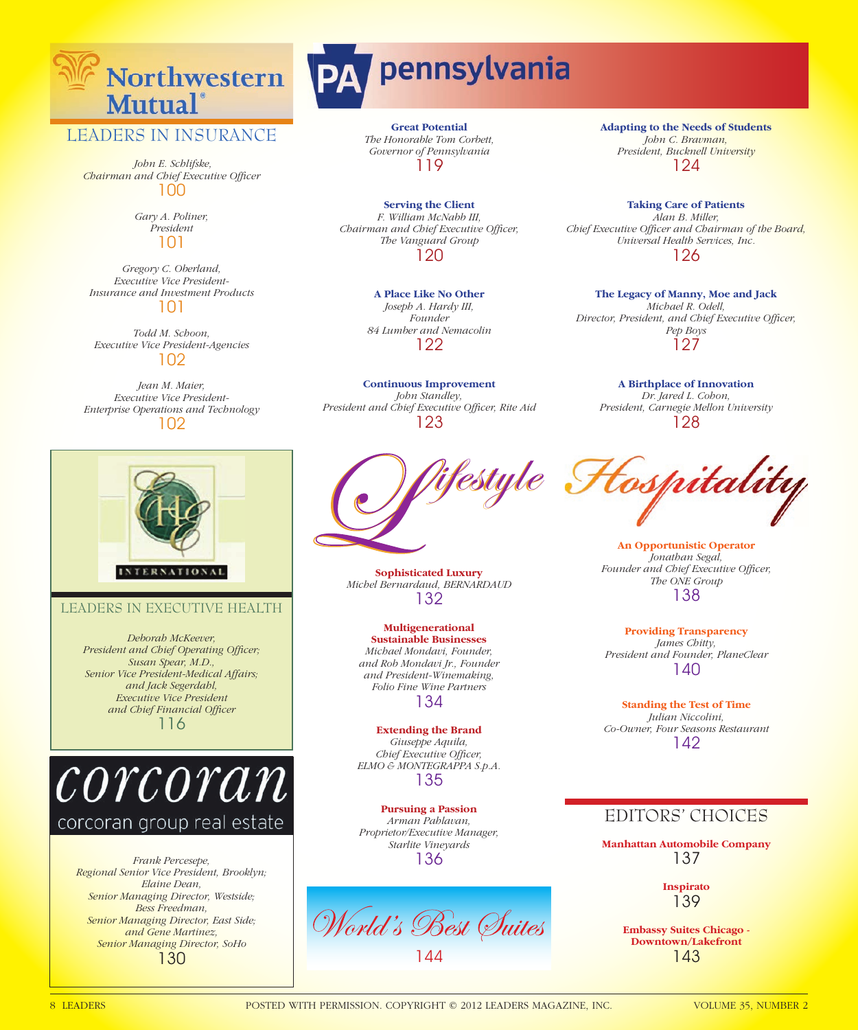## Northwestern Mutual

### LEADERS IN INSURANCE

*John E. Schlifske,*
*Chairman and Chief Executive Officer*
100

*Gary A. Poliner,*
*President*
101

*Gregory C. Oberland,*
*Executive Vice President-*
*Insurance and Investment Products*
101

*Todd M. Schoon,*
*Executive Vice President-Agencies*
102

*Jean M. Maier,*
*Executive Vice President-*
*Enterprise Operations and Technology*
102

## CHE INTERNATIONAL

### LEADERS IN EXECUTIVE HEALTH

*Deborah McKeever,*
*President and Chief Operating Officer;*
*Susan Spear, M.D.,*
*Senior Vice President-Medical Affairs;*
*and Jack Segerdahl,*
*Executive Vice President*
*and Chief Financial Officer*
116

## corcoran

### corcoran group real estate

*Frank Percesepe,*
*Regional Senior Vice President, Brooklyn;*
*Elaine Dean,*
*Senior Managing Director, Westside;*
*Bess Freedman,*
*Senior Managing Director, East Side;*
*and Gene Martinez,*
*Senior Managing Director, SoHo*
130

## PA pennsylvania

**Great Potential**
*The Honorable Tom Corbett,*
*Governor of Pennsylvania*
119

**Serving the Client**
*F. William McNabb III,*
*Chairman and Chief Executive Officer,*
*The Vanguard Group*
120

**A Place Like No Other**
*Joseph A. Hardy III,*
*Founder*
*84 Lumber and Nemacolin*
122

**Continuous Improvement**
*John Standley,*
*President and Chief Executive Officer, Rite Aid*
123

**Adapting to the Needs of Students**
*John C. Bravman,*
*President, Bucknell University*
124

**Taking Care of Patients**
*Alan B. Miller,*
*Chief Executive Officer and Chairman of the Board,*
*Universal Health Services, Inc.*
126

**The Legacy of Manny, Moe and Jack**
*Michael R. Odell,*
*Director, President, and Chief Executive Officer,*
*Pep Boys*
127

**A Birthplace of Innovation**
*Dr. Jared L. Cohon,*
*President, Carnegie Mellon University*
128

## Lifestyle

**Sophisticated Luxury**
*Michel Bernardaud, BERNARDAUD*
132

**Multigenerational Sustainable Businesses**
*Michael Mondavi, Founder,*
*and Rob Mondavi Jr., Founder*
*and President-Winemaking,*
*Folio Fine Wine Partners*
134

**Extending the Brand**
*Giuseppe Aquila,*
*Chief Executive Officer,*
*ELMO & MONTEGRAPPA S.p.A.*
135

**Pursuing a Passion**
*Arman Pahlavan,*
*Proprietor/Executive Manager,*
*Starlite Vineyards*
136

## World's Best Suites

144

## Hospitality

**An Opportunistic Operator**
*Jonathan Segal,*
*Founder and Chief Executive Officer,*
*The ONE Group*
138

**Providing Transparency**
*James Chitty,*
*President and Founder, PlaneClear*
140

**Standing the Test of Time**
*Julian Niccolini,*
*Co-Owner, Four Seasons Restaurant*
142

## EDITORS' CHOICES

**Manhattan Automobile Company**
137

**Inspirato**
139

**Embassy Suites Chicago - Downtown/Lakefront**
143

POSTED WITH PERMISSION. COPYRIGHT © 2012 LEADERS MAGAZINE, INC.